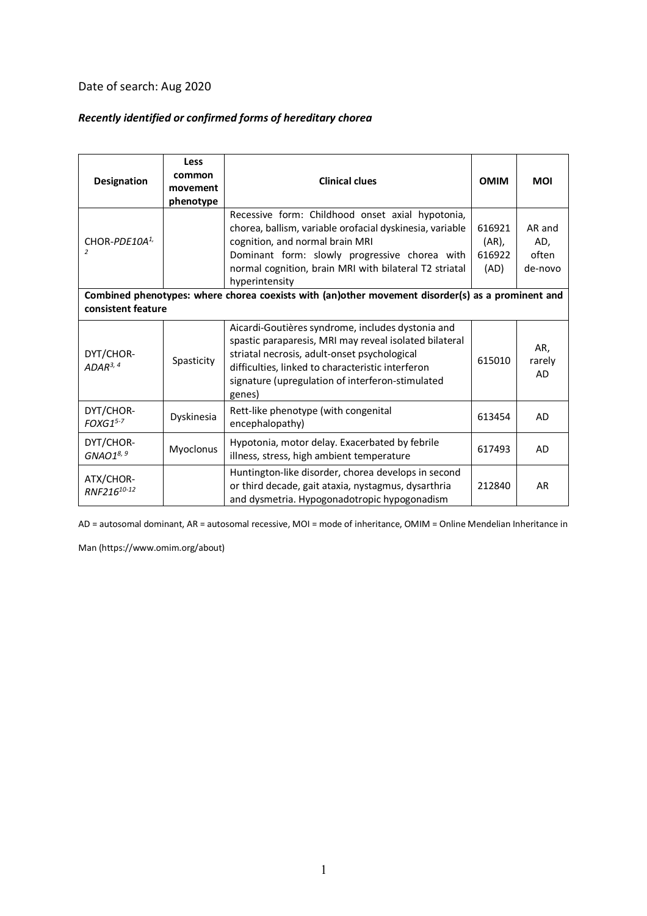Date of search: Aug 2020

***Recently identified or confirmed forms of hereditary chorea***

| Designation | Less common movement phenotype | Clinical clues | OMIM | MOI |
|---|---|---|---|---|
| CHOR-*PDE10A*[1,2] | | Recessive form: Childhood onset axial hypotonia, chorea, ballism, variable orofacial dyskinesia, variable cognition, and normal brain MRI<br>Dominant form: slowly progressive chorea with normal cognition, brain MRI with bilateral T2 striatal hyperintensity | 616921 (AR), 616922 (AD) | AR and AD, often de-novo |
| **Combined phenotypes: where chorea coexists with (an)other movement disorder(s) as a prominent and consistent feature** | | | | |
| DYT/CHOR-*ADAR*[3,4] | Spasticity | Aicardi-Goutières syndrome, includes dystonia and spastic paraparesis, MRI may reveal isolated bilateral striatal necrosis, adult-onset psychological difficulties, linked to characteristic interferon signature (upregulation of interferon-stimulated genes) | 615010 | AR, rarely AD |
| DYT/CHOR-*FOXG1*[5-7] | Dyskinesia | Rett-like phenotype (with congenital encephalopathy) | 613454 | AD |
| DYT/CHOR-*GNAO1*[8,9] | Myoclonus | Hypotonia, motor delay. Exacerbated by febrile illness, stress, high ambient temperature | 617493 | AD |
| ATX/CHOR-*RNF216*[10-12] | | Huntington-like disorder, chorea develops in second or third decade, gait ataxia, nystagmus, dysarthria and dysmetria. Hypogonadotropic hypogonadism | 212840 | AR |

AD = autosomal dominant, AR = autosomal recessive, MOI = mode of inheritance, OMIM = Online Mendelian Inheritance in Man (https://www.omim.org/about)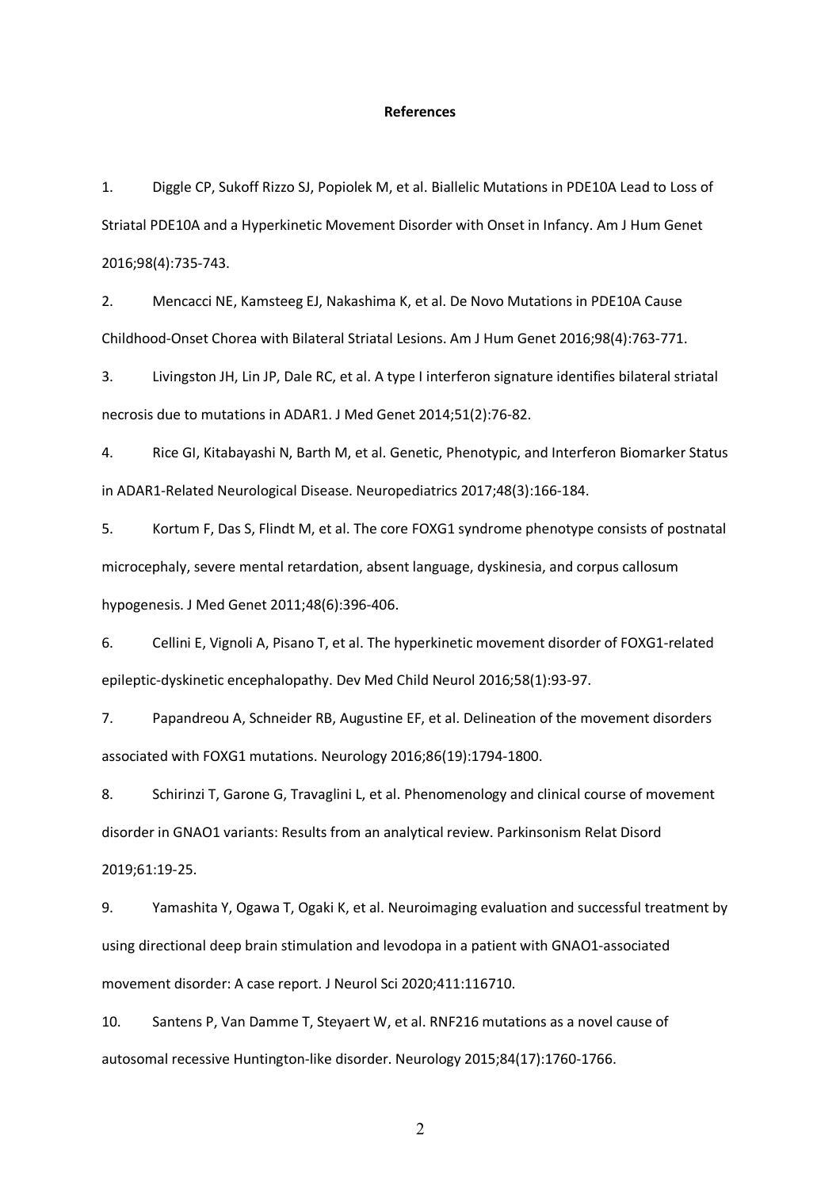**References**

1. Diggle CP, Sukoff Rizzo SJ, Popiolek M, et al. Biallelic Mutations in PDE10A Lead to Loss of Striatal PDE10A and a Hyperkinetic Movement Disorder with Onset in Infancy. Am J Hum Genet 2016;98(4):735-743.

2. Mencacci NE, Kamsteeg EJ, Nakashima K, et al. De Novo Mutations in PDE10A Cause Childhood-Onset Chorea with Bilateral Striatal Lesions. Am J Hum Genet 2016;98(4):763-771.

3. Livingston JH, Lin JP, Dale RC, et al. A type I interferon signature identifies bilateral striatal necrosis due to mutations in ADAR1. J Med Genet 2014;51(2):76-82.

4. Rice GI, Kitabayashi N, Barth M, et al. Genetic, Phenotypic, and Interferon Biomarker Status in ADAR1-Related Neurological Disease. Neuropediatrics 2017;48(3):166-184.

5. Kortum F, Das S, Flindt M, et al. The core FOXG1 syndrome phenotype consists of postnatal microcephaly, severe mental retardation, absent language, dyskinesia, and corpus callosum hypogenesis. J Med Genet 2011;48(6):396-406.

6. Cellini E, Vignoli A, Pisano T, et al. The hyperkinetic movement disorder of FOXG1-related epileptic-dyskinetic encephalopathy. Dev Med Child Neurol 2016;58(1):93-97.

7. Papandreou A, Schneider RB, Augustine EF, et al. Delineation of the movement disorders associated with FOXG1 mutations. Neurology 2016;86(19):1794-1800.

8. Schirinzi T, Garone G, Travaglini L, et al. Phenomenology and clinical course of movement disorder in GNAO1 variants: Results from an analytical review. Parkinsonism Relat Disord 2019;61:19-25.

9. Yamashita Y, Ogawa T, Ogaki K, et al. Neuroimaging evaluation and successful treatment by using directional deep brain stimulation and levodopa in a patient with GNAO1-associated movement disorder: A case report. J Neurol Sci 2020;411:116710.

10. Santens P, Van Damme T, Steyaert W, et al. RNF216 mutations as a novel cause of autosomal recessive Huntington-like disorder. Neurology 2015;84(17):1760-1766.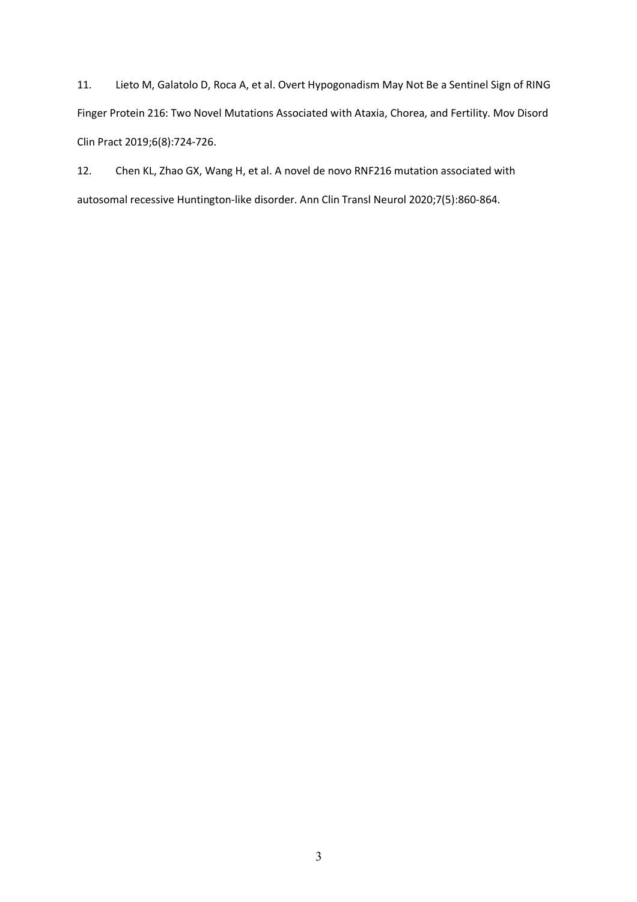11. Lieto M, Galatolo D, Roca A, et al. Overt Hypogonadism May Not Be a Sentinel Sign of RING Finger Protein 216: Two Novel Mutations Associated with Ataxia, Chorea, and Fertility. Mov Disord Clin Pract 2019;6(8):724-726.

12. Chen KL, Zhao GX, Wang H, et al. A novel de novo RNF216 mutation associated with autosomal recessive Huntington-like disorder. Ann Clin Transl Neurol 2020;7(5):860-864.